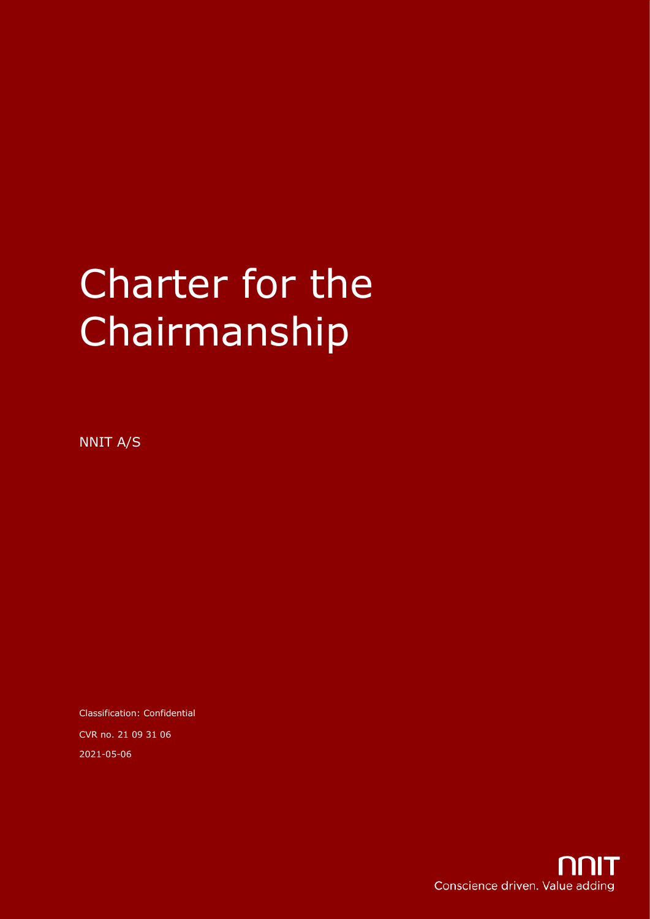# Charter for the Chairmanship

NNIT A/S

Classification: Confidential

CVR no. 21 09 31 06

2021-05-06

NNIT
Conscience driven. Value adding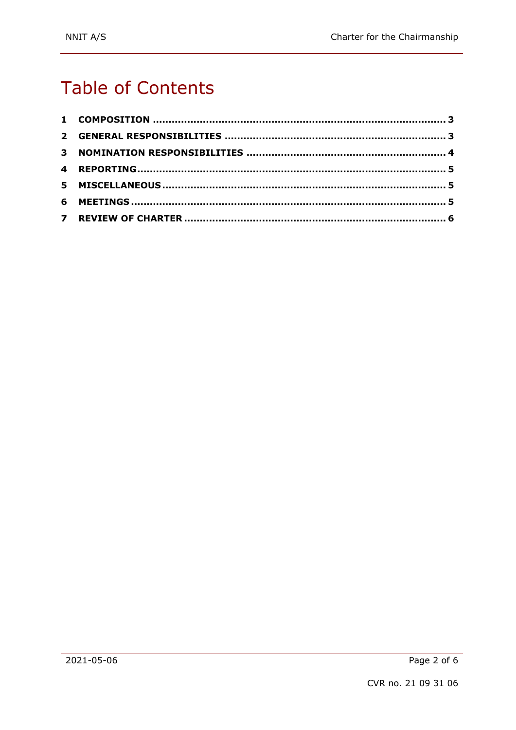# Table of Contents

| | | |
|---|---|---|
| **1** | **COMPOSITION** | **3** |
| **2** | **GENERAL RESPONSIBILITIES** | **3** |
| **3** | **NOMINATION RESPONSIBILITIES** | **4** |
| **4** | **REPORTING** | **5** |
| **5** | **MISCELLANEOUS** | **5** |
| **6** | **MEETINGS** | **5** |
| **7** | **REVIEW OF CHARTER** | **6** |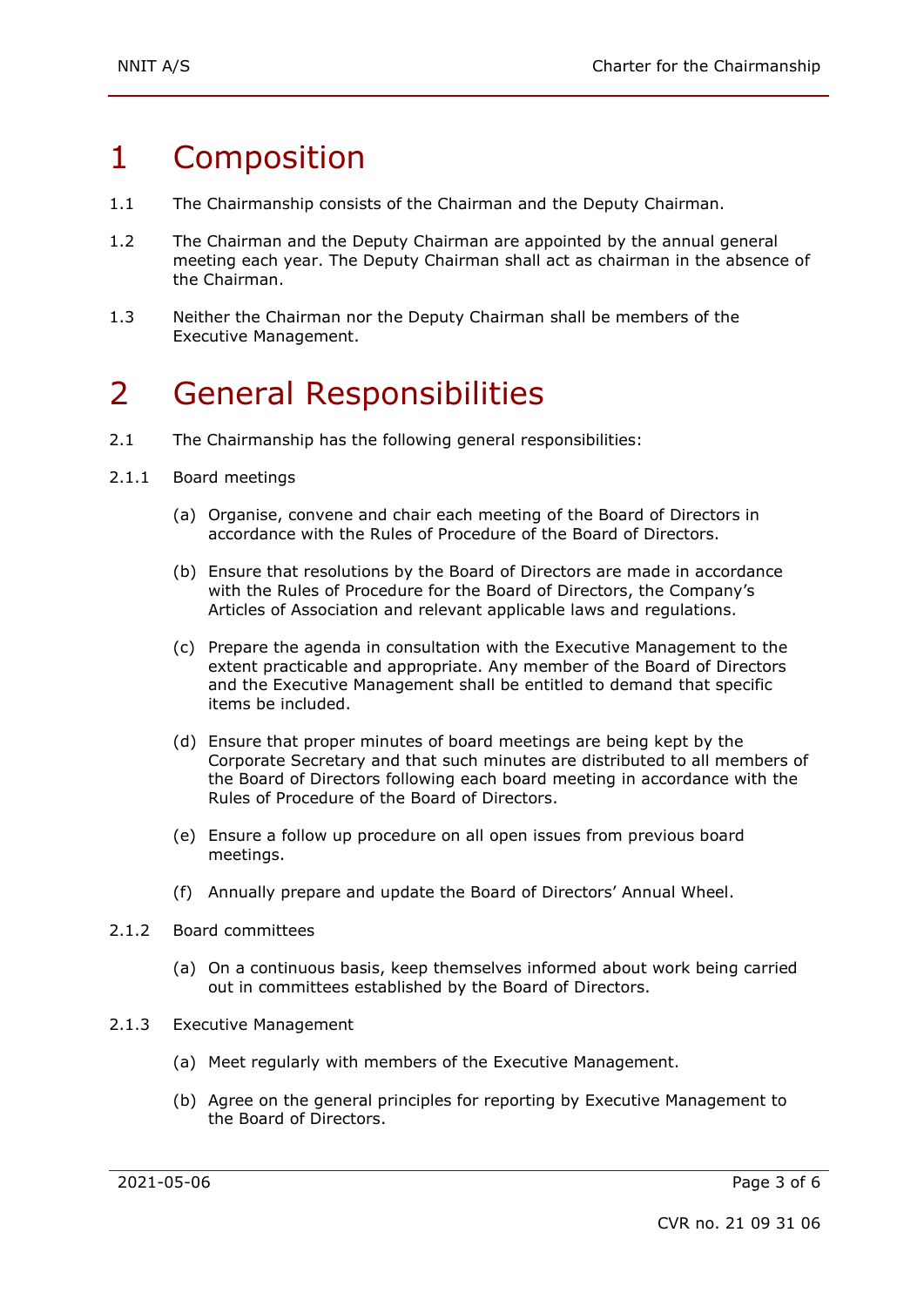# 1 Composition

1.1 The Chairmanship consists of the Chairman and the Deputy Chairman.

1.2 The Chairman and the Deputy Chairman are appointed by the annual general meeting each year. The Deputy Chairman shall act as chairman in the absence of the Chairman.

1.3 Neither the Chairman nor the Deputy Chairman shall be members of the Executive Management.

# 2 General Responsibilities

2.1 The Chairmanship has the following general responsibilities:

2.1.1 Board meetings

(a) Organise, convene and chair each meeting of the Board of Directors in accordance with the Rules of Procedure of the Board of Directors.

(b) Ensure that resolutions by the Board of Directors are made in accordance with the Rules of Procedure for the Board of Directors, the Company's Articles of Association and relevant applicable laws and regulations.

(c) Prepare the agenda in consultation with the Executive Management to the extent practicable and appropriate. Any member of the Board of Directors and the Executive Management shall be entitled to demand that specific items be included.

(d) Ensure that proper minutes of board meetings are being kept by the Corporate Secretary and that such minutes are distributed to all members of the Board of Directors following each board meeting in accordance with the Rules of Procedure of the Board of Directors.

(e) Ensure a follow up procedure on all open issues from previous board meetings.

(f) Annually prepare and update the Board of Directors' Annual Wheel.

2.1.2 Board committees

(a) On a continuous basis, keep themselves informed about work being carried out in committees established by the Board of Directors.

2.1.3 Executive Management

(a) Meet regularly with members of the Executive Management.

(b) Agree on the general principles for reporting by Executive Management to the Board of Directors.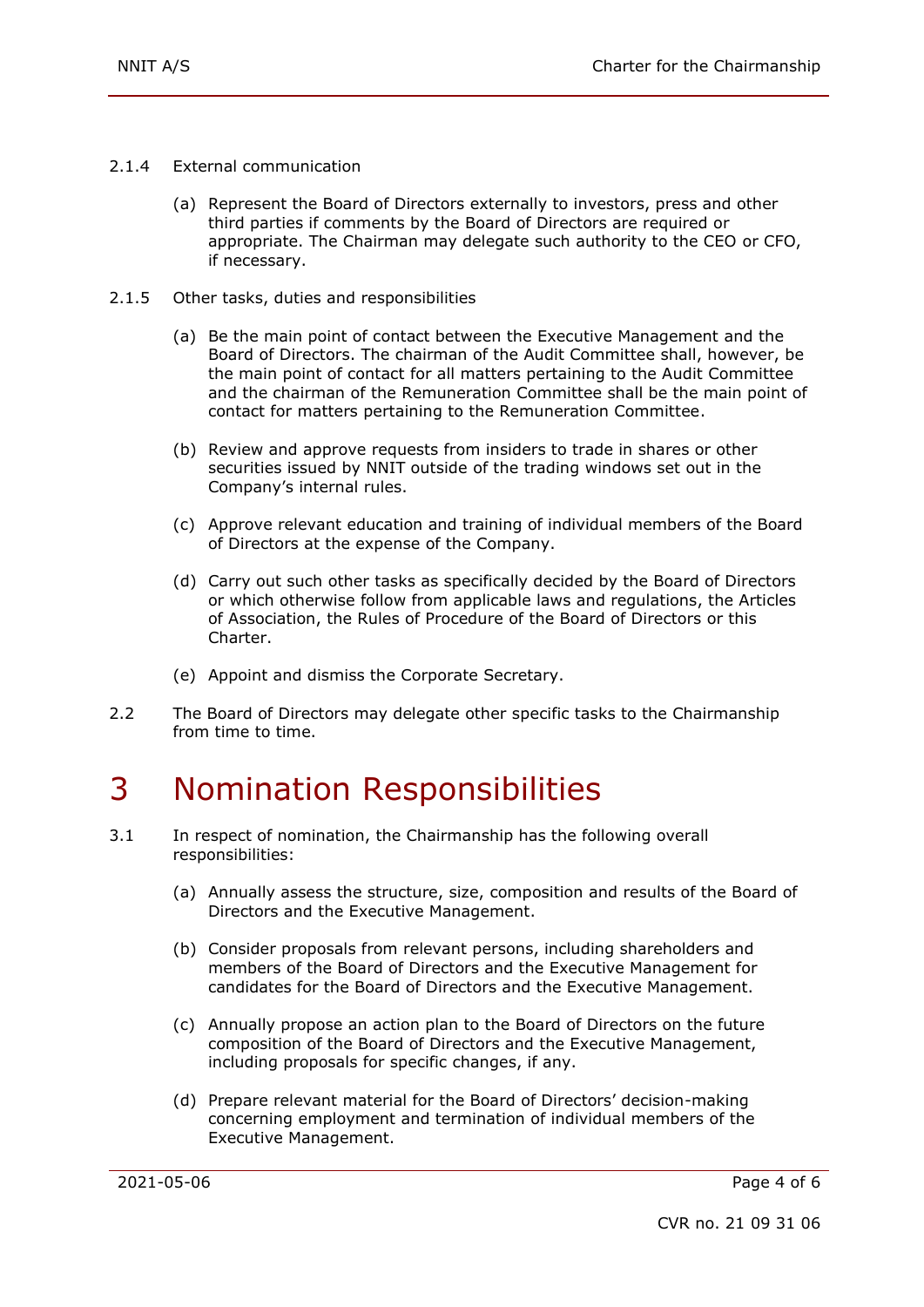2.1.4 External communication

(a) Represent the Board of Directors externally to investors, press and other third parties if comments by the Board of Directors are required or appropriate. The Chairman may delegate such authority to the CEO or CFO, if necessary.

2.1.5 Other tasks, duties and responsibilities

(a) Be the main point of contact between the Executive Management and the Board of Directors. The chairman of the Audit Committee shall, however, be the main point of contact for all matters pertaining to the Audit Committee and the chairman of the Remuneration Committee shall be the main point of contact for matters pertaining to the Remuneration Committee.

(b) Review and approve requests from insiders to trade in shares or other securities issued by NNIT outside of the trading windows set out in the Company's internal rules.

(c) Approve relevant education and training of individual members of the Board of Directors at the expense of the Company.

(d) Carry out such other tasks as specifically decided by the Board of Directors or which otherwise follow from applicable laws and regulations, the Articles of Association, the Rules of Procedure of the Board of Directors or this Charter.

(e) Appoint and dismiss the Corporate Secretary.

2.2 The Board of Directors may delegate other specific tasks to the Chairmanship from time to time.

# 3 Nomination Responsibilities

3.1 In respect of nomination, the Chairmanship has the following overall responsibilities:

(a) Annually assess the structure, size, composition and results of the Board of Directors and the Executive Management.

(b) Consider proposals from relevant persons, including shareholders and members of the Board of Directors and the Executive Management for candidates for the Board of Directors and the Executive Management.

(c) Annually propose an action plan to the Board of Directors on the future composition of the Board of Directors and the Executive Management, including proposals for specific changes, if any.

(d) Prepare relevant material for the Board of Directors' decision-making concerning employment and termination of individual members of the Executive Management.

CVR no. 21 09 31 06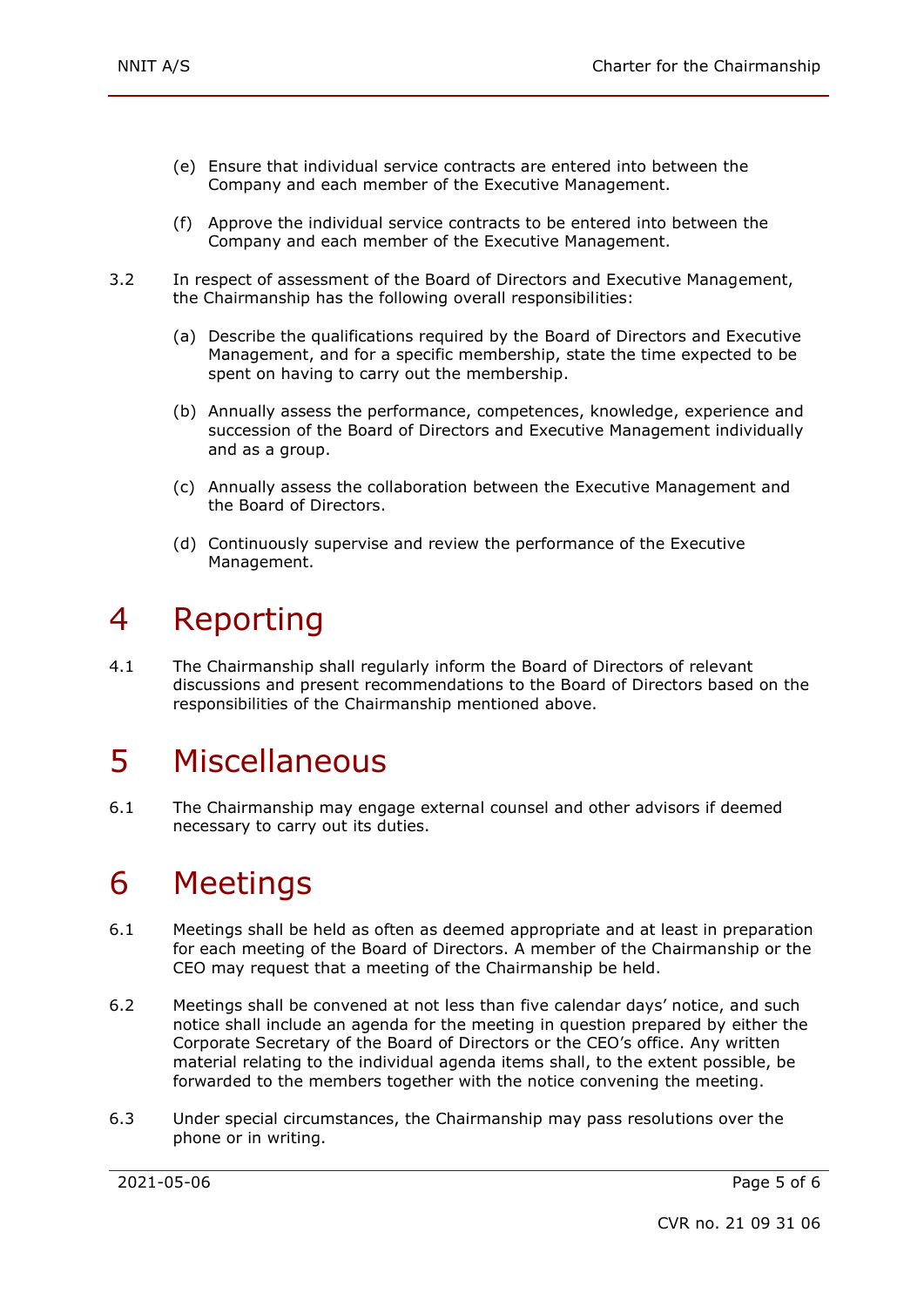(e) Ensure that individual service contracts are entered into between the Company and each member of the Executive Management.

(f) Approve the individual service contracts to be entered into between the Company and each member of the Executive Management.

3.2 In respect of assessment of the Board of Directors and Executive Management, the Chairmanship has the following overall responsibilities:

(a) Describe the qualifications required by the Board of Directors and Executive Management, and for a specific membership, state the time expected to be spent on having to carry out the membership.

(b) Annually assess the performance, competences, knowledge, experience and succession of the Board of Directors and Executive Management individually and as a group.

(c) Annually assess the collaboration between the Executive Management and the Board of Directors.

(d) Continuously supervise and review the performance of the Executive Management.

# 4 Reporting

4.1 The Chairmanship shall regularly inform the Board of Directors of relevant discussions and present recommendations to the Board of Directors based on the responsibilities of the Chairmanship mentioned above.

# 5 Miscellaneous

6.1 The Chairmanship may engage external counsel and other advisors if deemed necessary to carry out its duties.

# 6 Meetings

6.1 Meetings shall be held as often as deemed appropriate and at least in preparation for each meeting of the Board of Directors. A member of the Chairmanship or the CEO may request that a meeting of the Chairmanship be held.

6.2 Meetings shall be convened at not less than five calendar days' notice, and such notice shall include an agenda for the meeting in question prepared by either the Corporate Secretary of the Board of Directors or the CEO's office. Any written material relating to the individual agenda items shall, to the extent possible, be forwarded to the members together with the notice convening the meeting.

6.3 Under special circumstances, the Chairmanship may pass resolutions over the phone or in writing.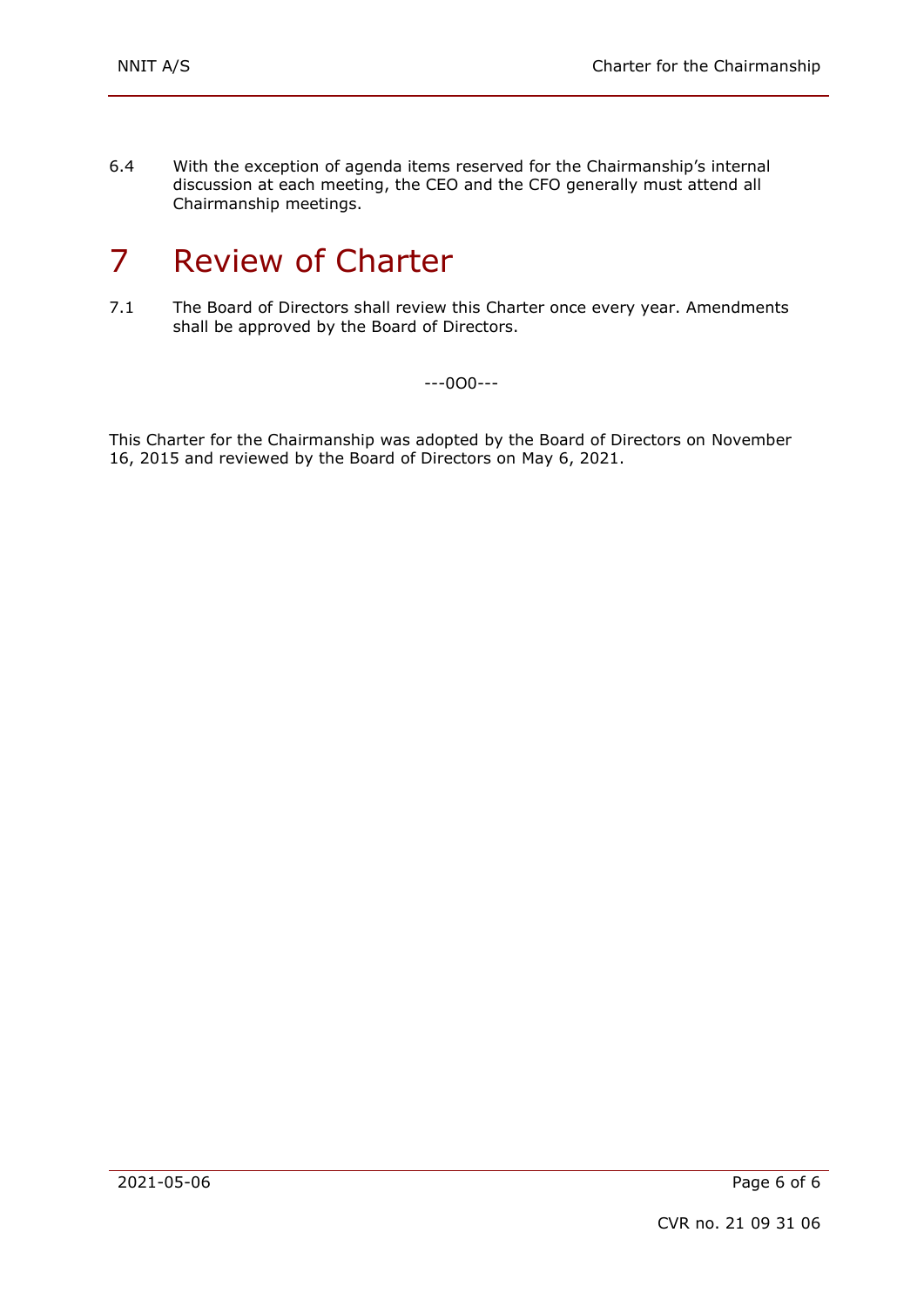6.4 With the exception of agenda items reserved for the Chairmanship's internal discussion at each meeting, the CEO and the CFO generally must attend all Chairmanship meetings.

# 7 Review of Charter

7.1 The Board of Directors shall review this Charter once every year. Amendments shall be approved by the Board of Directors.

---0O0---

This Charter for the Chairmanship was adopted by the Board of Directors on November 16, 2015 and reviewed by the Board of Directors on May 6, 2021.

CVR no. 21 09 31 06